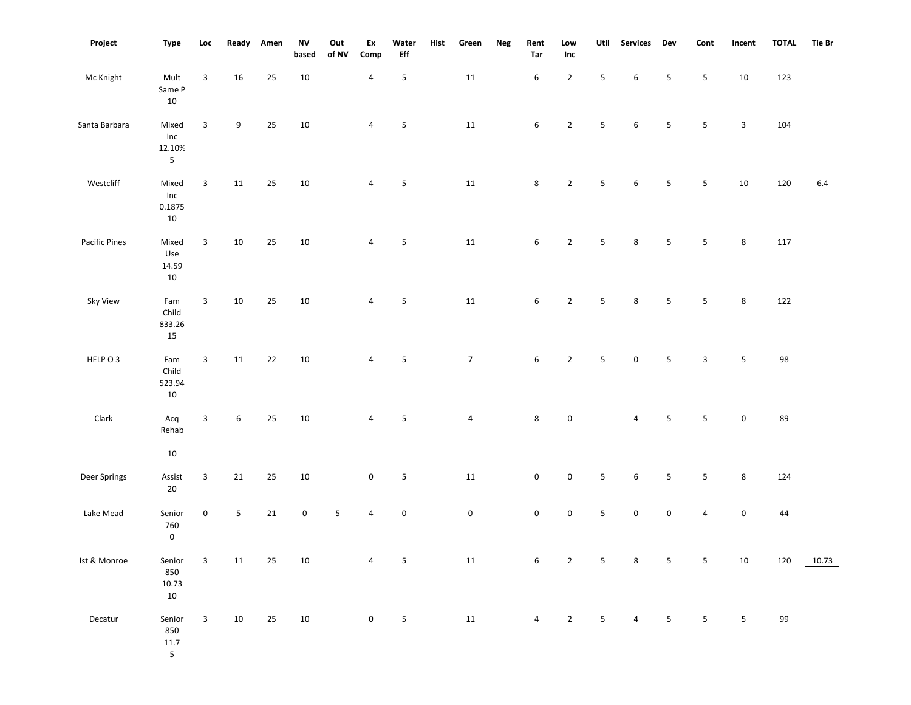| Project | Type | Loc | Ready | Amen | NV based | Out of NV | Ex Comp | Water Eff | Hist | Green | Neg | Rent Tar | Low Inc | Util | Services | Dev | Cont | Incent | TOTAL | Tie Br |
|---|---|---|---|---|---|---|---|---|---|---|---|---|---|---|---|---|---|---|---|---|
| Mc Knight | Mult Same P 10 | 3 | 16 | 25 | 10 | | 4 | 5 | | 11 | | 6 | 2 | 5 | 6 | 5 | 5 | 10 | 123 | |
| Santa Barbara | Mixed Inc 12.10% 5 | 3 | 9 | 25 | 10 | | 4 | 5 | | 11 | | 6 | 2 | 5 | 6 | 5 | 5 | 3 | 104 | |
| Westcliff | Mixed Inc 0.1875 10 | 3 | 11 | 25 | 10 | | 4 | 5 | | 11 | | 8 | 2 | 5 | 6 | 5 | 5 | 10 | 120 | 6.4 |
| Pacific Pines | Mixed Use 14.59 10 | 3 | 10 | 25 | 10 | | 4 | 5 | | 11 | | 6 | 2 | 5 | 8 | 5 | 5 | 8 | 117 | |
| Sky View | Fam Child 833.26 15 | 3 | 10 | 25 | 10 | | 4 | 5 | | 11 | | 6 | 2 | 5 | 8 | 5 | 5 | 8 | 122 | |
| HELP O 3 | Fam Child 523.94 10 | 3 | 11 | 22 | 10 | | 4 | 5 | | 7 | | 6 | 2 | 5 | 0 | 5 | 3 | 5 | 98 | |
| Clark | Acq Rehab 10 | 3 | 6 | 25 | 10 | | 4 | 5 | | 4 | | 8 | 0 | | 4 | 5 | 5 | 0 | 89 | |
| Deer Springs | Assist 20 | 3 | 21 | 25 | 10 | | 0 | 5 | | 11 | | 0 | 0 | 5 | 6 | 5 | 5 | 8 | 124 | |
| Lake Mead | Senior 760 0 | 0 | 5 | 21 | 0 | 5 | 4 | 0 | | 0 | | 0 | 0 | 5 | 0 | 0 | 4 | 0 | 44 | |
| Ist & Monroe | Senior 850 10.73 10 | 3 | 11 | 25 | 10 | | 4 | 5 | | 11 | | 6 | 2 | 5 | 8 | 5 | 5 | 10 | 120 | 10.73 |
| Decatur | Senior 850 11.7 5 | 3 | 10 | 25 | 10 | | 0 | 5 | | 11 | | 4 | 2 | 5 | 4 | 5 | 5 | 5 | 99 | |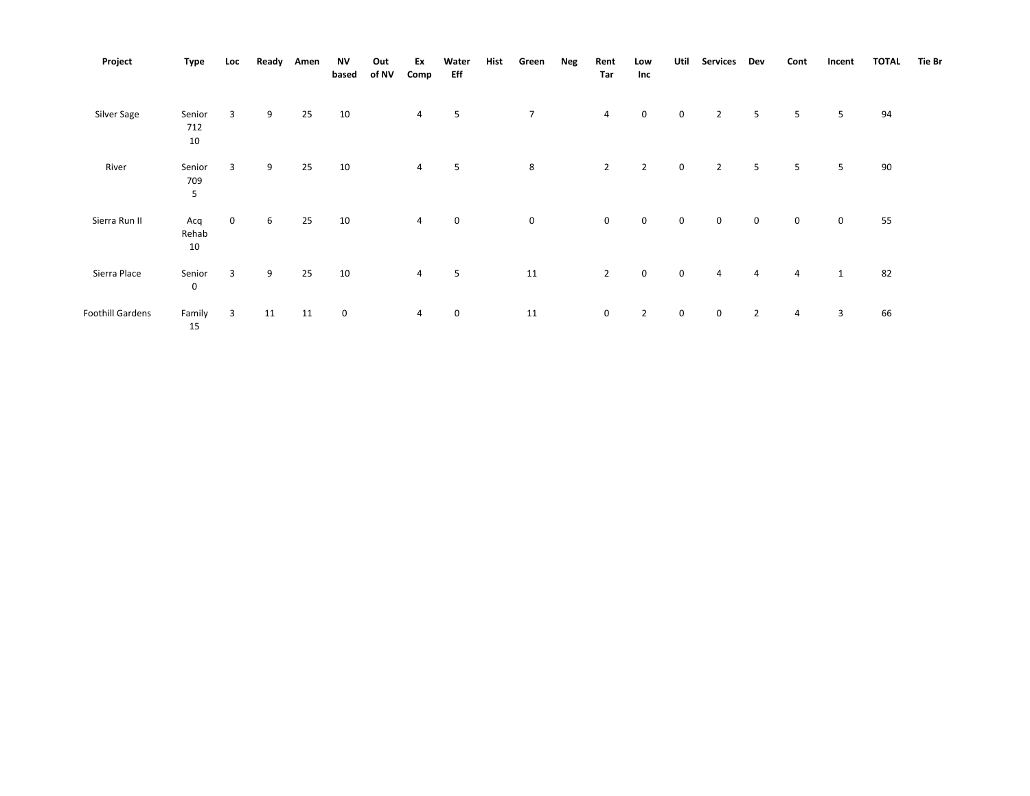| Project | Type | Loc | Ready | Amen | NV based | Out of NV | Ex Comp | Water Eff | Hist | Green | Neg | Rent Tar | Low Inc | Util | Services | Dev | Cont | Incent | TOTAL | Tie Br |
|---|---|---|---|---|---|---|---|---|---|---|---|---|---|---|---|---|---|---|---|---|
| Silver Sage | Senior 712 10 | 3 | 9 | 25 | 10 | | 4 | 5 | | 7 | | 4 | 0 | 0 | 2 | 5 | 5 | 5 | 94 | |
| River | Senior 709 5 | 3 | 9 | 25 | 10 | | 4 | 5 | | 8 | | 2 | 2 | 0 | 2 | 5 | 5 | 5 | 90 | |
| Sierra Run II | Acq Rehab 10 | 0 | 6 | 25 | 10 | | 4 | 0 | | 0 | | 0 | 0 | 0 | 0 | 0 | 0 | 0 | 55 | |
| Sierra Place | Senior 0 | 3 | 9 | 25 | 10 | | 4 | 5 | | 11 | | 2 | 0 | 0 | 4 | 4 | 4 | 1 | 82 | |
| Foothill Gardens | Family 15 | 3 | 11 | 11 | 0 | | 4 | 0 | | 11 | | 0 | 2 | 0 | 0 | 2 | 4 | 3 | 66 | |